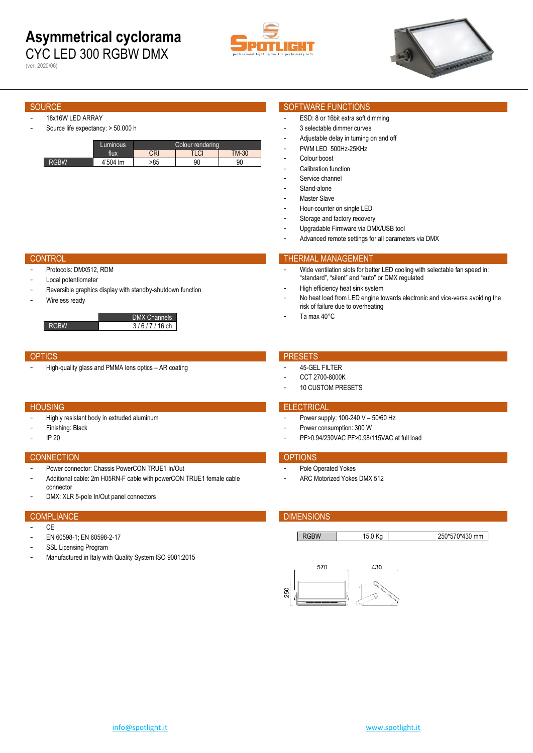# Asymmetrical cyclorama

## CYC LED 300 RGBW DMX

(ver. 2020/06)

## SOURCE

- 18x16W LED ARRAY
- Source life expectancy: > 50.000 h

| | Luminous flux | Colour rendering | | |
|---|---|---|---|---|
| | | CRI | TLCI | TM-30 |
| RGBW | 4'504 lm | >85 | 90 | 90 |

## SOFTWARE FUNCTIONS

- ESD: 8 or 16bit extra soft dimming
- 3 selectable dimmer curves
- Adjustable delay in turning on and off
- PWM LED 500Hz-25KHz
- Colour boost
- Calibration function
- Service channel
- Stand-alone
- Master Slave
- Hour-counter on single LED
- Storage and factory recovery
- Upgradable Firmware via DMX/USB tool
- Advanced remote settings for all parameters via DMX

## CONTROL

- Protocols: DMX512, RDM
- Local potentiometer
- Reversible graphics display with standby-shutdown function
- Wireless ready

| | DMX Channels |
|---|---|
| RGBW | 3 / 6 / 7 / 16 ch |

## THERMAL MANAGEMENT

- Wide ventilation slots for better LED cooling with selectable fan speed in: “standard”, “silent” and “auto” or DMX regulated
- High efficiency heat sink system
- No heat load from LED engine towards electronic and vice-versa avoiding the risk of failure due to overheating
- Ta max 40°C

## OPTICS

- High-quality glass and PMMA lens optics – AR coating

## PRESETS

- 45-GEL FILTER
- CCT 2700-8000K
- 10 CUSTOM PRESETS

## HOUSING

- Highly resistant body in extruded aluminum
- Finishing: Black
- IP 20

## ELECTRICAL

- Power supply: 100-240 V – 50/60 Hz
- Power consumption: 300 W
- PF>0.94/230VAC PF>0.98/115VAC at full load

## CONNECTION

- Power connector: Chassis PowerCON TRUE1 In/Out
- Additional cable: 2m H05RN-F cable with powerCON TRUE1 female cable connector
- DMX: XLR 5-pole In/Out panel connectors

## OPTIONS

- Pole Operated Yokes
- ARC Motorized Yokes DMX 512

## COMPLIANCE

- CE
- EN 60598-1; EN 60598-2-17
- SSL Licensing Program
- Manufactured in Italy with Quality System ISO 9001:2015

## DIMENSIONS

| RGBW | 15.0 Kg | 250*570*430 mm |
|---|---|---|

570 430 250

info@spotlight.it www.spotlight.it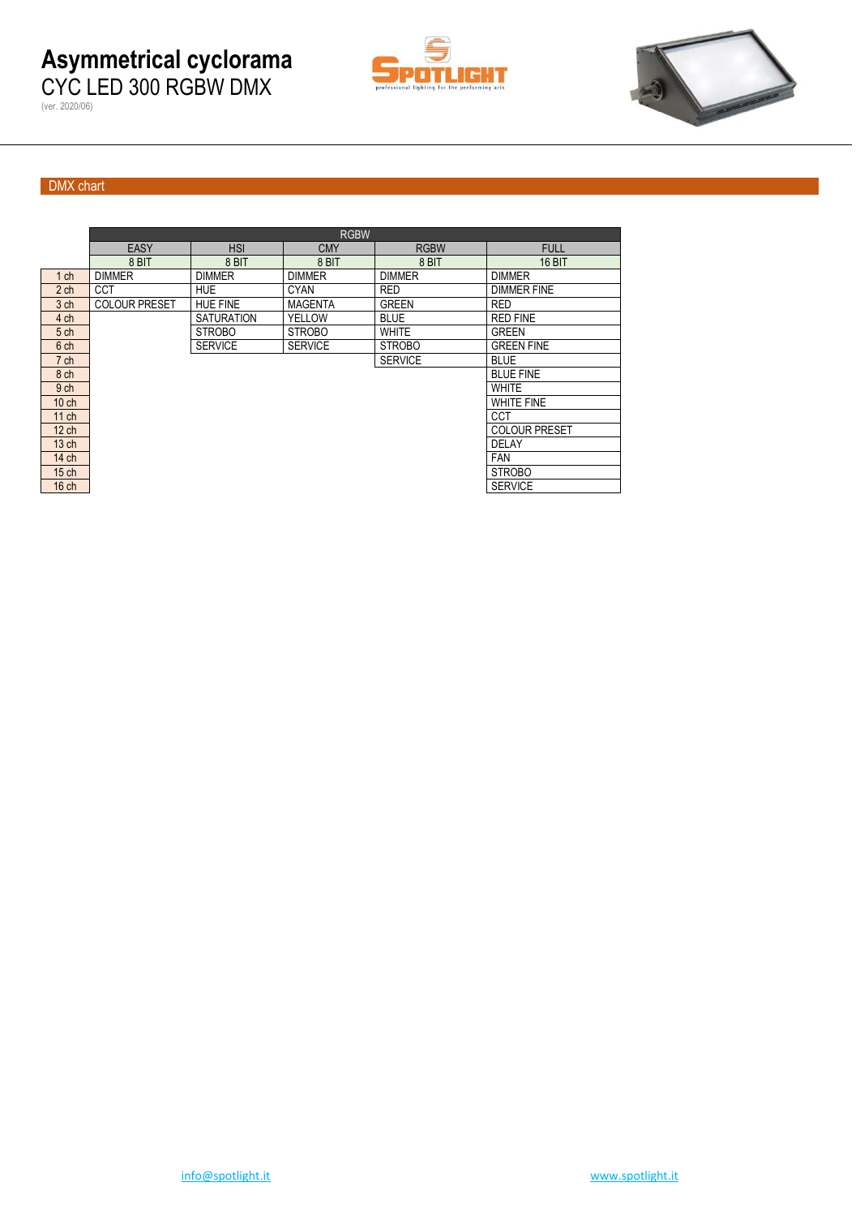# Asymmetrical cyclorama

CYC LED 300 RGBW DMX

(ver. 2020/06)

## DMX chart

| | RGBW | | | | |
|---|---|---|---|---|---|
| | EASY | HSI | CMY | RGBW | FULL |
| | 8 BIT | 8 BIT | 8 BIT | 8 BIT | 16 BIT |
| 1 ch | DIMMER | DIMMER | DIMMER | DIMMER | DIMMER |
| 2 ch | CCT | HUE | CYAN | RED | DIMMER FINE |
| 3 ch | COLOUR PRESET | HUE FINE | MAGENTA | GREEN | RED |
| 4 ch | | SATURATION | YELLOW | BLUE | RED FINE |
| 5 ch | | STROBO | STROBO | WHITE | GREEN |
| 6 ch | | SERVICE | SERVICE | STROBO | GREEN FINE |
| 7 ch | | | | SERVICE | BLUE |
| 8 ch | | | | | BLUE FINE |
| 9 ch | | | | | WHITE |
| 10 ch | | | | | WHITE FINE |
| 11 ch | | | | | CCT |
| 12 ch | | | | | COLOUR PRESET |
| 13 ch | | | | | DELAY |
| 14 ch | | | | | FAN |
| 15 ch | | | | | STROBO |
| 16 ch | | | | | SERVICE |

info@spotlight.it www.spotlight.it